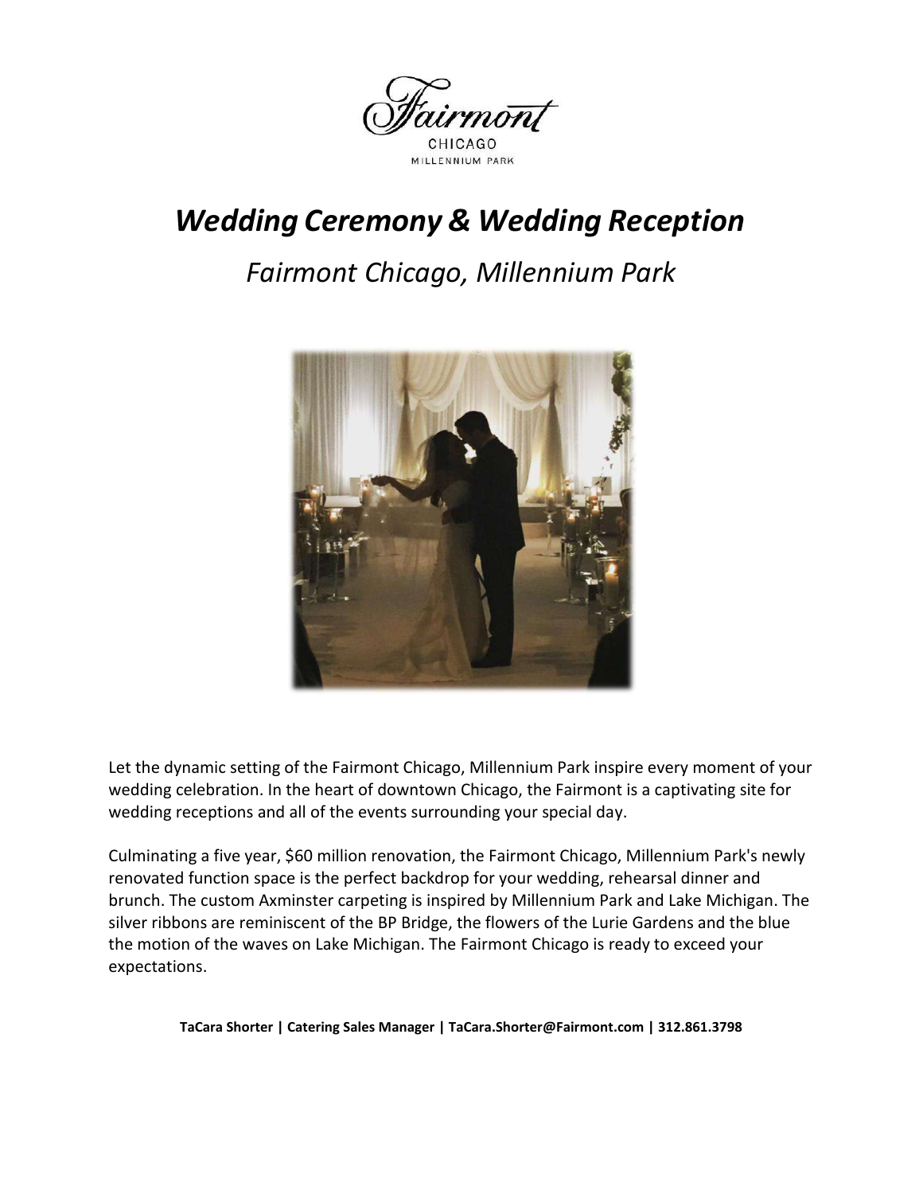Fairmont

CHICAGO

MILLENNIUM PARK

# *Wedding Ceremony & Wedding Reception*

## *Fairmont Chicago, Millennium Park*

Let the dynamic setting of the Fairmont Chicago, Millennium Park inspire every moment of your wedding celebration. In the heart of downtown Chicago, the Fairmont is a captivating site for wedding receptions and all of the events surrounding your special day.

Culminating a five year, $60 million renovation, the Fairmont Chicago, Millennium Park's newly renovated function space is the perfect backdrop for your wedding, rehearsal dinner and brunch. The custom Axminster carpeting is inspired by Millennium Park and Lake Michigan. The silver ribbons are reminiscent of the BP Bridge, the flowers of the Lurie Gardens and the blue the motion of the waves on Lake Michigan. The Fairmont Chicago is ready to exceed your expectations.

**TaCara Shorter | Catering Sales Manager | TaCara.Shorter@Fairmont.com | 312.861.3798**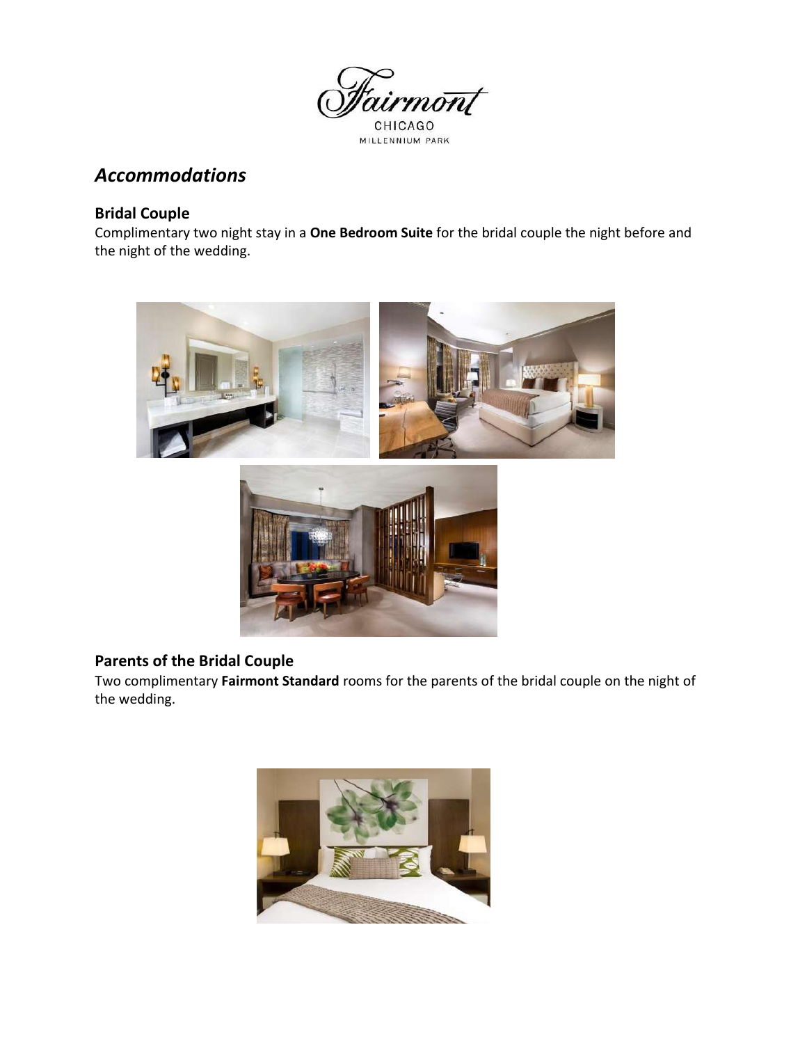Fairmont
CHICAGO
MILLENNIUM PARK

## *Accommodations*

### Bridal Couple

Complimentary two night stay in a **One Bedroom Suite** for the bridal couple the night before and the night of the wedding.

### Parents of the Bridal Couple

Two complimentary **Fairmont Standard** rooms for the parents of the bridal couple on the night of the wedding.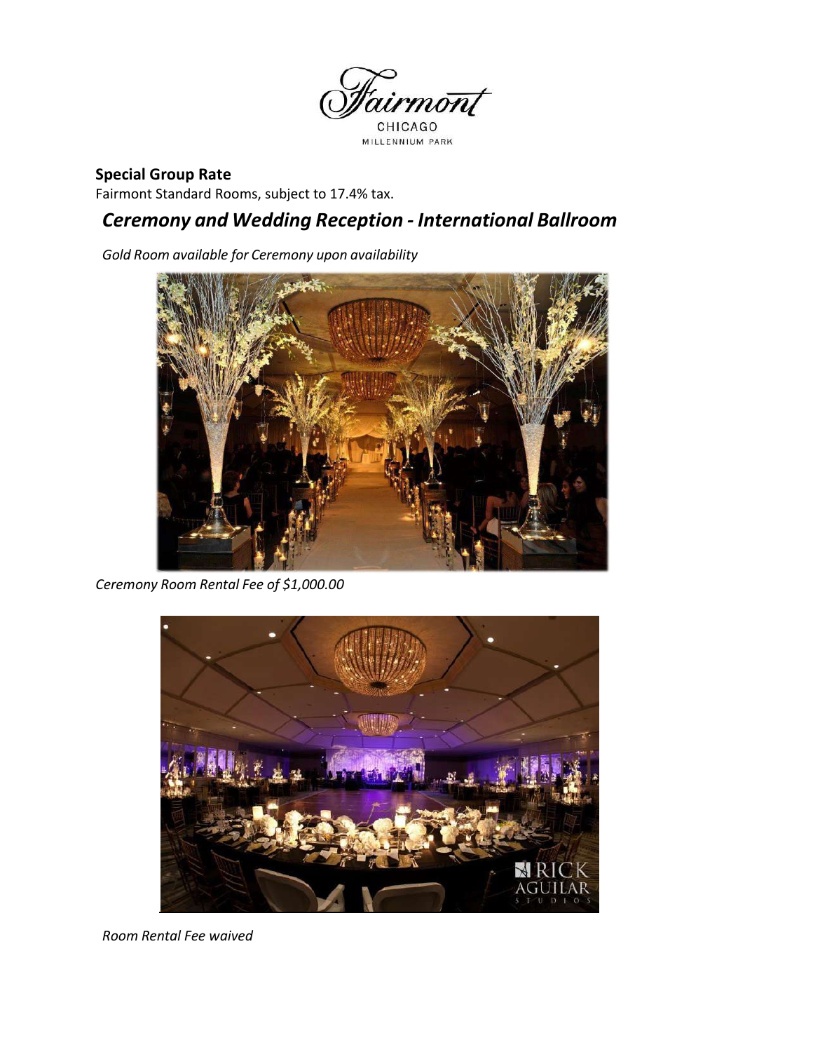**Special Group Rate**
Fairmont Standard Rooms, subject to 17.4% tax.

## *Ceremony and Wedding Reception - International Ballroom*

*Gold Room available for Ceremony upon availability*

*Ceremony Room Rental Fee of $1,000.00*

*Room Rental Fee waived*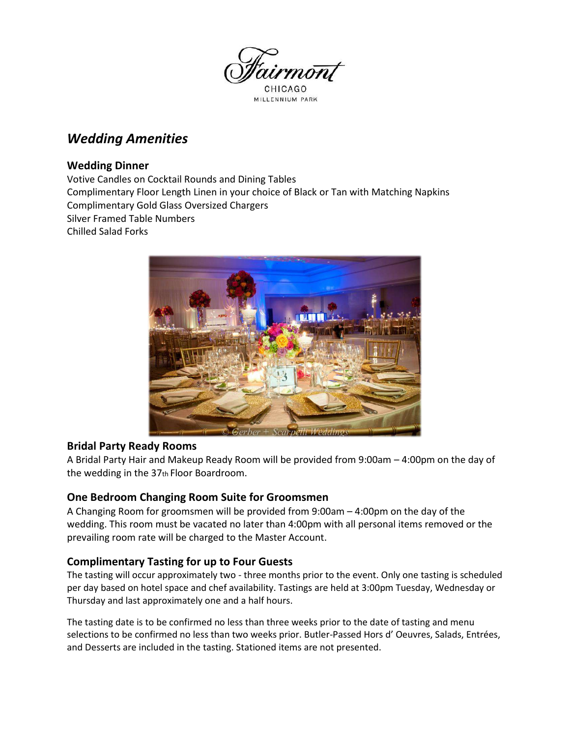Fairmont
CHICAGO
MILLENNIUM PARK

# *Wedding Amenities*

### Wedding Dinner

Votive Candles on Cocktail Rounds and Dining Tables
Complimentary Floor Length Linen in your choice of Black or Tan with Matching Napkins
Complimentary Gold Glass Oversized Chargers
Silver Framed Table Numbers
Chilled Salad Forks

### Bridal Party Ready Rooms

A Bridal Party Hair and Makeup Ready Room will be provided from 9:00am – 4:00pm on the day of the wedding in the 37th Floor Boardroom.

### One Bedroom Changing Room Suite for Groomsmen

A Changing Room for groomsmen will be provided from 9:00am – 4:00pm on the day of the wedding. This room must be vacated no later than 4:00pm with all personal items removed or the prevailing room rate will be charged to the Master Account.

### Complimentary Tasting for up to Four Guests

The tasting will occur approximately two - three months prior to the event. Only one tasting is scheduled per day based on hotel space and chef availability. Tastings are held at 3:00pm Tuesday, Wednesday or Thursday and last approximately one and a half hours.

The tasting date is to be confirmed no less than three weeks prior to the date of tasting and menu selections to be confirmed no less than two weeks prior. Butler-Passed Hors d' Oeuvres, Salads, Entrées, and Desserts are included in the tasting. Stationed items are not presented.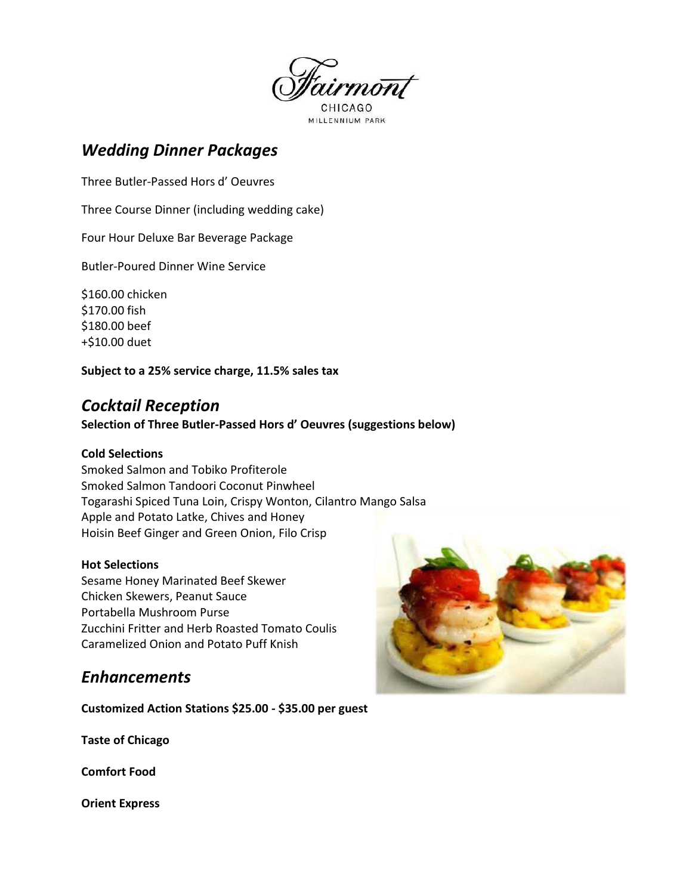Fairmont
CHICAGO
MILLENNIUM PARK

## *Wedding Dinner Packages*

Three Butler-Passed Hors d' Oeuvres

Three Course Dinner (including wedding cake)

Four Hour Deluxe Bar Beverage Package

Butler-Poured Dinner Wine Service

$160.00 chicken
$170.00 fish
$180.00 beef
+$10.00 duet

**Subject to a 25% service charge, 11.5% sales tax**

## *Cocktail Reception*

**Selection of Three Butler-Passed Hors d' Oeuvres (suggestions below)**

**Cold Selections**
Smoked Salmon and Tobiko Profiterole
Smoked Salmon Tandoori Coconut Pinwheel
Togarashi Spiced Tuna Loin, Crispy Wonton, Cilantro Mango Salsa
Apple and Potato Latke, Chives and Honey
Hoisin Beef Ginger and Green Onion, Filo Crisp

**Hot Selections**
Sesame Honey Marinated Beef Skewer
Chicken Skewers, Peanut Sauce
Portabella Mushroom Purse
Zucchini Fritter and Herb Roasted Tomato Coulis
Caramelized Onion and Potato Puff Knish

## *Enhancements*

**Customized Action Stations $25.00 - $35.00 per guest**

**Taste of Chicago**

**Comfort Food**

**Orient Express**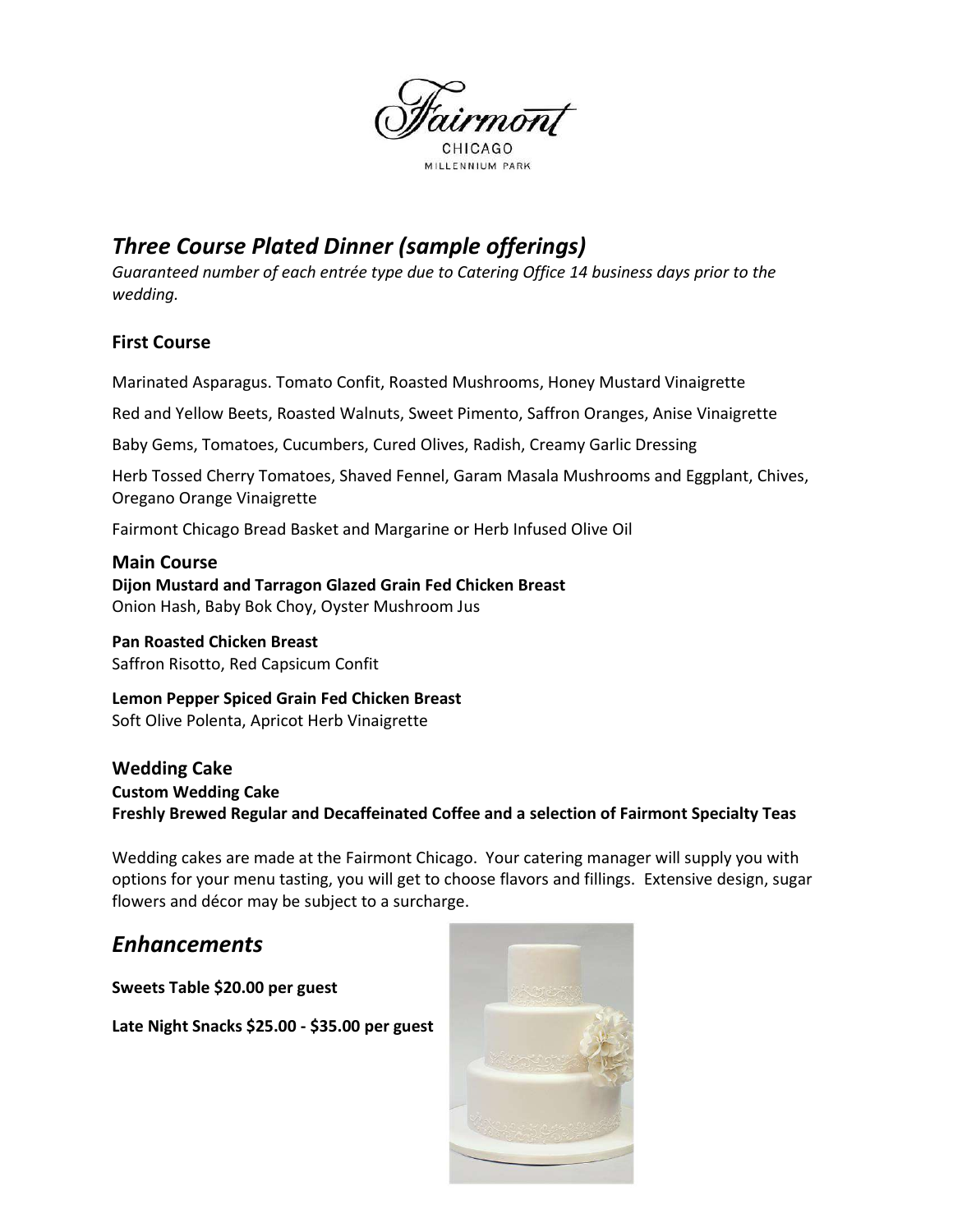Fairmont
CHICAGO
MILLENNIUM PARK

## *Three Course Plated Dinner (sample offerings)*

*Guaranteed number of each entrée type due to Catering Office 14 business days prior to the wedding.*

### First Course

Marinated Asparagus. Tomato Confit, Roasted Mushrooms, Honey Mustard Vinaigrette

Red and Yellow Beets, Roasted Walnuts, Sweet Pimento, Saffron Oranges, Anise Vinaigrette

Baby Gems, Tomatoes, Cucumbers, Cured Olives, Radish, Creamy Garlic Dressing

Herb Tossed Cherry Tomatoes, Shaved Fennel, Garam Masala Mushrooms and Eggplant, Chives, Oregano Orange Vinaigrette

Fairmont Chicago Bread Basket and Margarine or Herb Infused Olive Oil

### Main Course

**Dijon Mustard and Tarragon Glazed Grain Fed Chicken Breast**
Onion Hash, Baby Bok Choy, Oyster Mushroom Jus

**Pan Roasted Chicken Breast**
Saffron Risotto, Red Capsicum Confit

**Lemon Pepper Spiced Grain Fed Chicken Breast**
Soft Olive Polenta, Apricot Herb Vinaigrette

### Wedding Cake

**Custom Wedding Cake**
**Freshly Brewed Regular and Decaffeinated Coffee and a selection of Fairmont Specialty Teas**

Wedding cakes are made at the Fairmont Chicago. Your catering manager will supply you with options for your menu tasting, you will get to choose flavors and fillings. Extensive design, sugar flowers and décor may be subject to a surcharge.

## *Enhancements*

**Sweets Table $20.00 per guest**

**Late Night Snacks $25.00 - $35.00 per guest**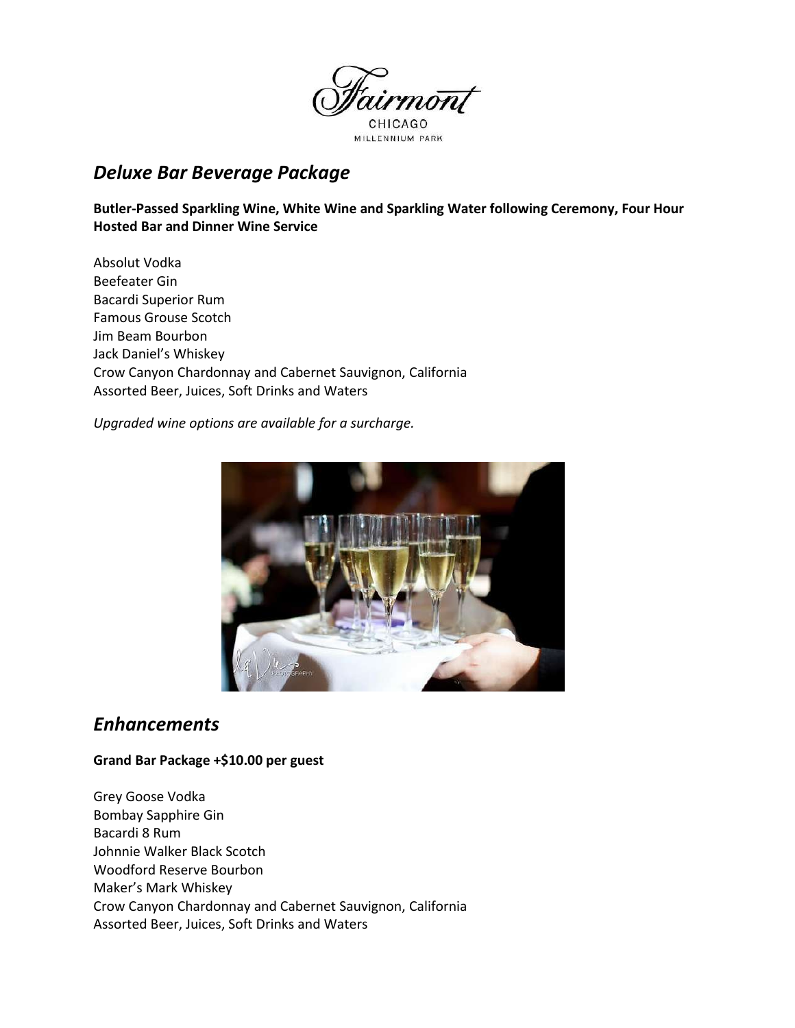Fairmont
CHICAGO
MILLENNIUM PARK

## *Deluxe Bar Beverage Package*

**Butler-Passed Sparkling Wine, White Wine and Sparkling Water following Ceremony, Four Hour Hosted Bar and Dinner Wine Service**

Absolut Vodka
Beefeater Gin
Bacardi Superior Rum
Famous Grouse Scotch
Jim Beam Bourbon
Jack Daniel's Whiskey
Crow Canyon Chardonnay and Cabernet Sauvignon, California
Assorted Beer, Juices, Soft Drinks and Waters

*Upgraded wine options are available for a surcharge.*

## *Enhancements*

**Grand Bar Package +$10.00 per guest**

Grey Goose Vodka
Bombay Sapphire Gin
Bacardi 8 Rum
Johnnie Walker Black Scotch
Woodford Reserve Bourbon
Maker's Mark Whiskey
Crow Canyon Chardonnay and Cabernet Sauvignon, California
Assorted Beer, Juices, Soft Drinks and Waters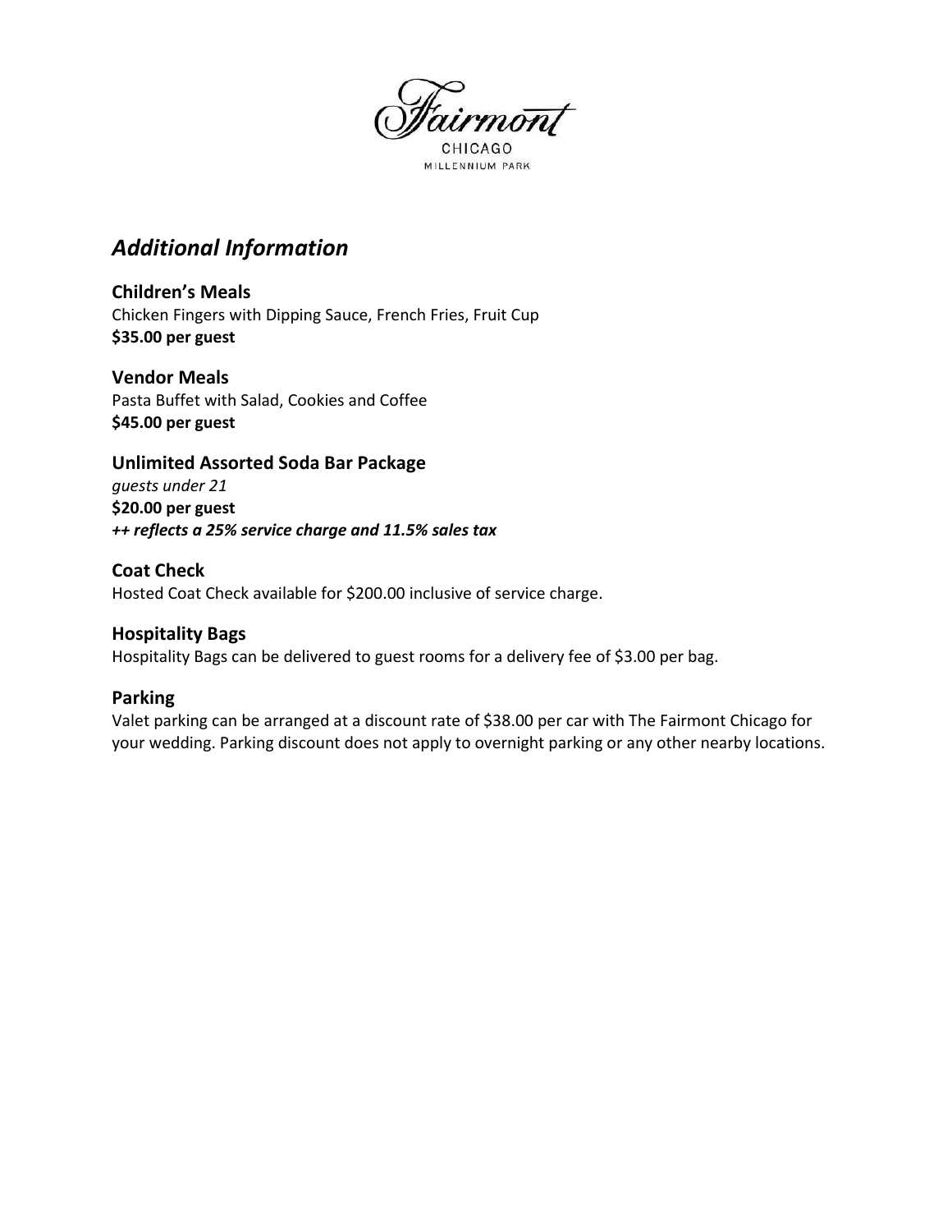Fairmont

CHICAGO

MILLENNIUM PARK

# *Additional Information*

## Children's Meals

Chicken Fingers with Dipping Sauce, French Fries, Fruit Cup

**$35.00 per guest**

## Vendor Meals

Pasta Buffet with Salad, Cookies and Coffee

**$45.00 per guest**

## Unlimited Assorted Soda Bar Package

*guests under 21*

**$20.00 per guest**

***++ reflects a 25% service charge and 11.5% sales tax***

## Coat Check

Hosted Coat Check available for $200.00 inclusive of service charge.

## Hospitality Bags

Hospitality Bags can be delivered to guest rooms for a delivery fee of $3.00 per bag.

## Parking

Valet parking can be arranged at a discount rate of $38.00 per car with The Fairmont Chicago for your wedding. Parking discount does not apply to overnight parking or any other nearby locations.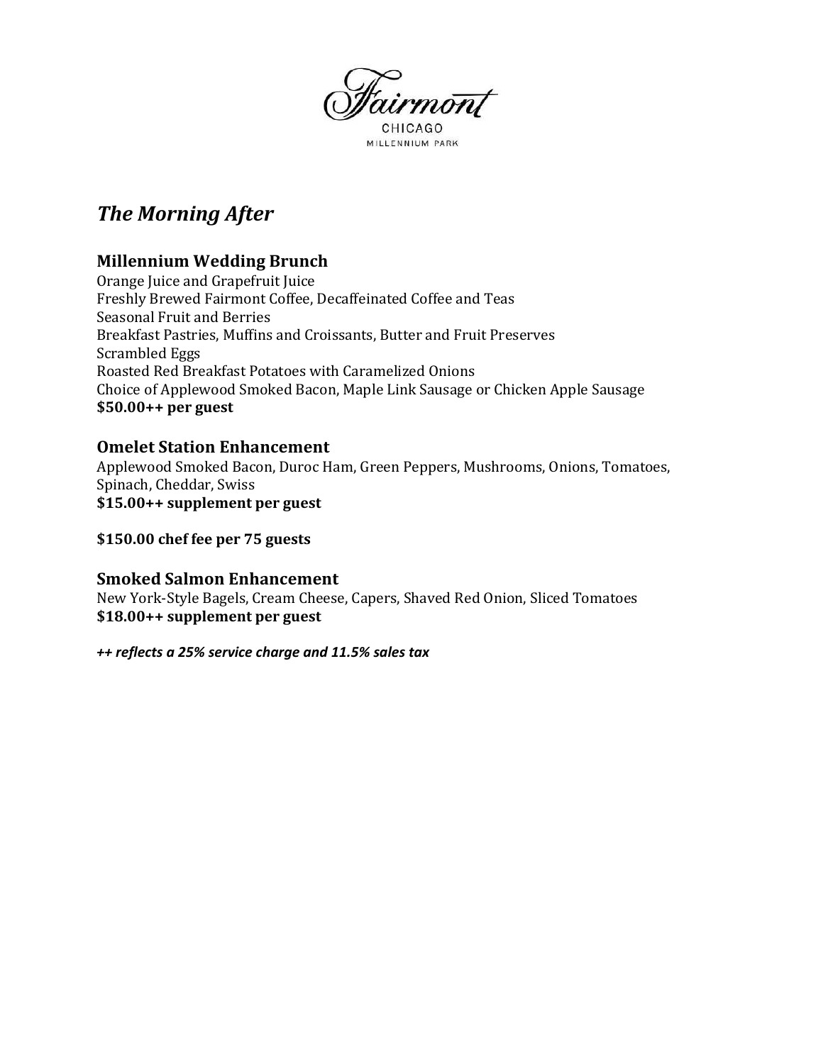Fairmont
CHICAGO
MILLENNIUM PARK

# *The Morning After*

## Millennium Wedding Brunch

Orange Juice and Grapefruit Juice
Freshly Brewed Fairmont Coffee, Decaffeinated Coffee and Teas
Seasonal Fruit and Berries
Breakfast Pastries, Muffins and Croissants, Butter and Fruit Preserves
Scrambled Eggs
Roasted Red Breakfast Potatoes with Caramelized Onions
Choice of Applewood Smoked Bacon, Maple Link Sausage or Chicken Apple Sausage
**$50.00++ per guest**

## Omelet Station Enhancement

Applewood Smoked Bacon, Duroc Ham, Green Peppers, Mushrooms, Onions, Tomatoes, Spinach, Cheddar, Swiss
**$15.00++ supplement per guest**

**$150.00 chef fee per 75 guests**

## Smoked Salmon Enhancement

New York-Style Bagels, Cream Cheese, Capers, Shaved Red Onion, Sliced Tomatoes
**$18.00++ supplement per guest**

***++ reflects a 25% service charge and 11.5% sales tax***